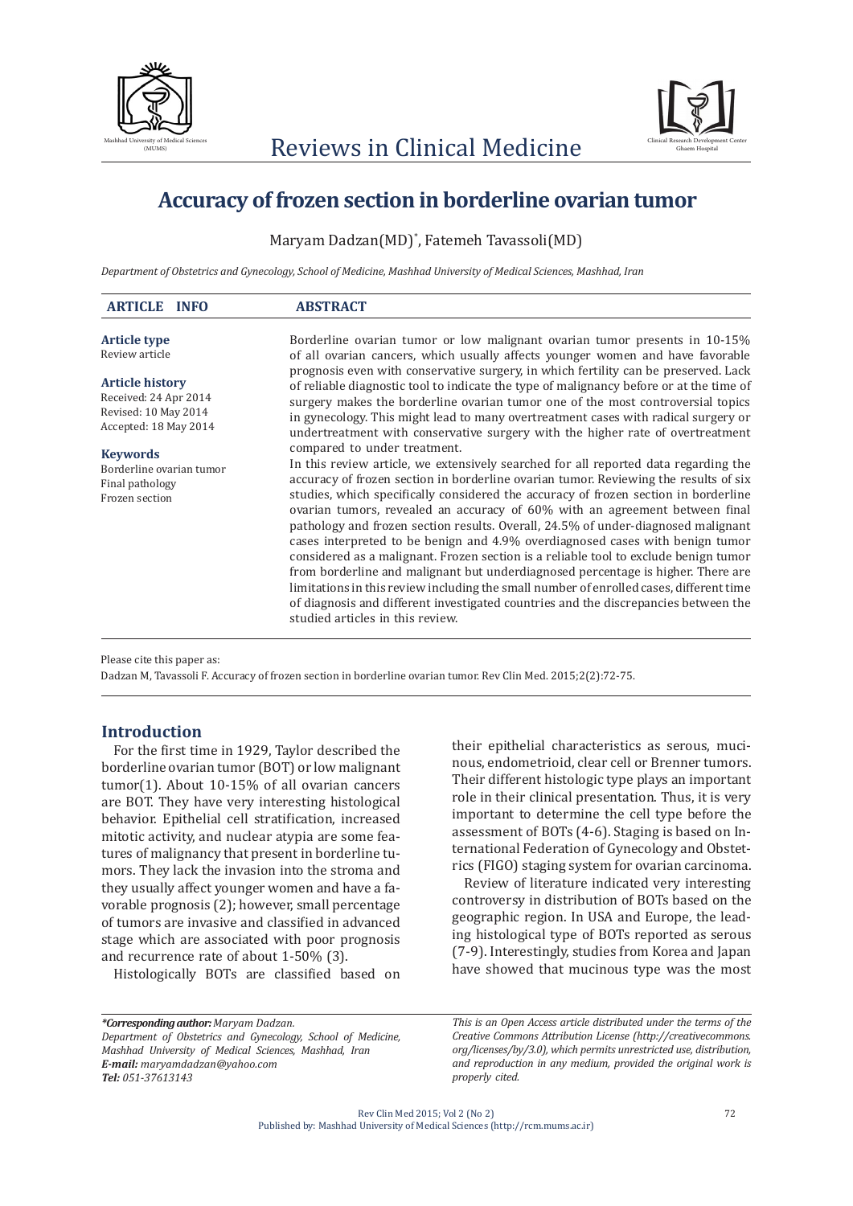# Accuracy of frozen section in borderline ovarian tumor

Maryam Dadzan(MD)*, Fatemeh Tavassoli(MD)

*Department of Obstetrics and Gynecology, School of Medicine, Mashhad University of Medical Sciences, Mashhad, Iran*

## ARTICLE INFO

**Article type**
Review article

**Article history**
Received: 24 Apr 2014
Revised: 10 May 2014
Accepted: 18 May 2014

**Keywords**
Borderline ovarian tumor
Final pathology
Frozen section

## ABSTRACT

Borderline ovarian tumor or low malignant ovarian tumor presents in 10-15% of all ovarian cancers, which usually affects younger women and have favorable prognosis even with conservative surgery, in which fertility can be preserved. Lack of reliable diagnostic tool to indicate the type of malignancy before or at the time of surgery makes the borderline ovarian tumor one of the most controversial topics in gynecology. This might lead to many overtreatment cases with radical surgery or undertreatment with conservative surgery with the higher rate of overtreatment compared to under treatment.

In this review article, we extensively searched for all reported data regarding the accuracy of frozen section in borderline ovarian tumor. Reviewing the results of six studies, which specifically considered the accuracy of frozen section in borderline ovarian tumors, revealed an accuracy of 60% with an agreement between final pathology and frozen section results. Overall, 24.5% of under-diagnosed malignant cases interpreted to be benign and 4.9% overdiagnosed cases with benign tumor considered as a malignant. Frozen section is a reliable tool to exclude benign tumor from borderline and malignant but underdiagnosed percentage is higher. There are limitations in this review including the small number of enrolled cases, different time of diagnosis and different investigated countries and the discrepancies between the studied articles in this review.

Please cite this paper as:
Dadzan M, Tavassoli F. Accuracy of frozen section in borderline ovarian tumor. Rev Clin Med. 2015;2(2):72-75.

## Introduction

For the first time in 1929, Taylor described the borderline ovarian tumor (BOT) or low malignant tumor(1). About 10-15% of all ovarian cancers are BOT. They have very interesting histological behavior. Epithelial cell stratification, increased mitotic activity, and nuclear atypia are some features of malignancy that present in borderline tumors. They lack the invasion into the stroma and they usually affect younger women and have a favorable prognosis (2); however, small percentage of tumors are invasive and classified in advanced stage which are associated with poor prognosis and recurrence rate of about 1-50% (3).

Histologically BOTs are classified based on their epithelial characteristics as serous, mucinous, endometrioid, clear cell or Brenner tumors. Their different histologic type plays an important role in their clinical presentation. Thus, it is very important to determine the cell type before the assessment of BOTs (4-6). Staging is based on International Federation of Gynecology and Obstetrics (FIGO) staging system for ovarian carcinoma.

Review of literature indicated very interesting controversy in distribution of BOTs based on the geographic region. In USA and Europe, the leading histological type of BOTs reported as serous (7-9). Interestingly, studies from Korea and Japan have showed that mucinous type was the most

***Corresponding author:** *Maryam Dadzan.*
*Department of Obstetrics and Gynecology, School of Medicine, Mashhad University of Medical Sciences, Mashhad, Iran*
***E-mail:*** *maryamdadzan@yahoo.com*
***Tel:*** *051-37613143*

*This is an Open Access article distributed under the terms of the Creative Commons Attribution License (http://creativecommons.org/licenses/by/3.0), which permits unrestricted use, distribution, and reproduction in any medium, provided the original work is properly cited.*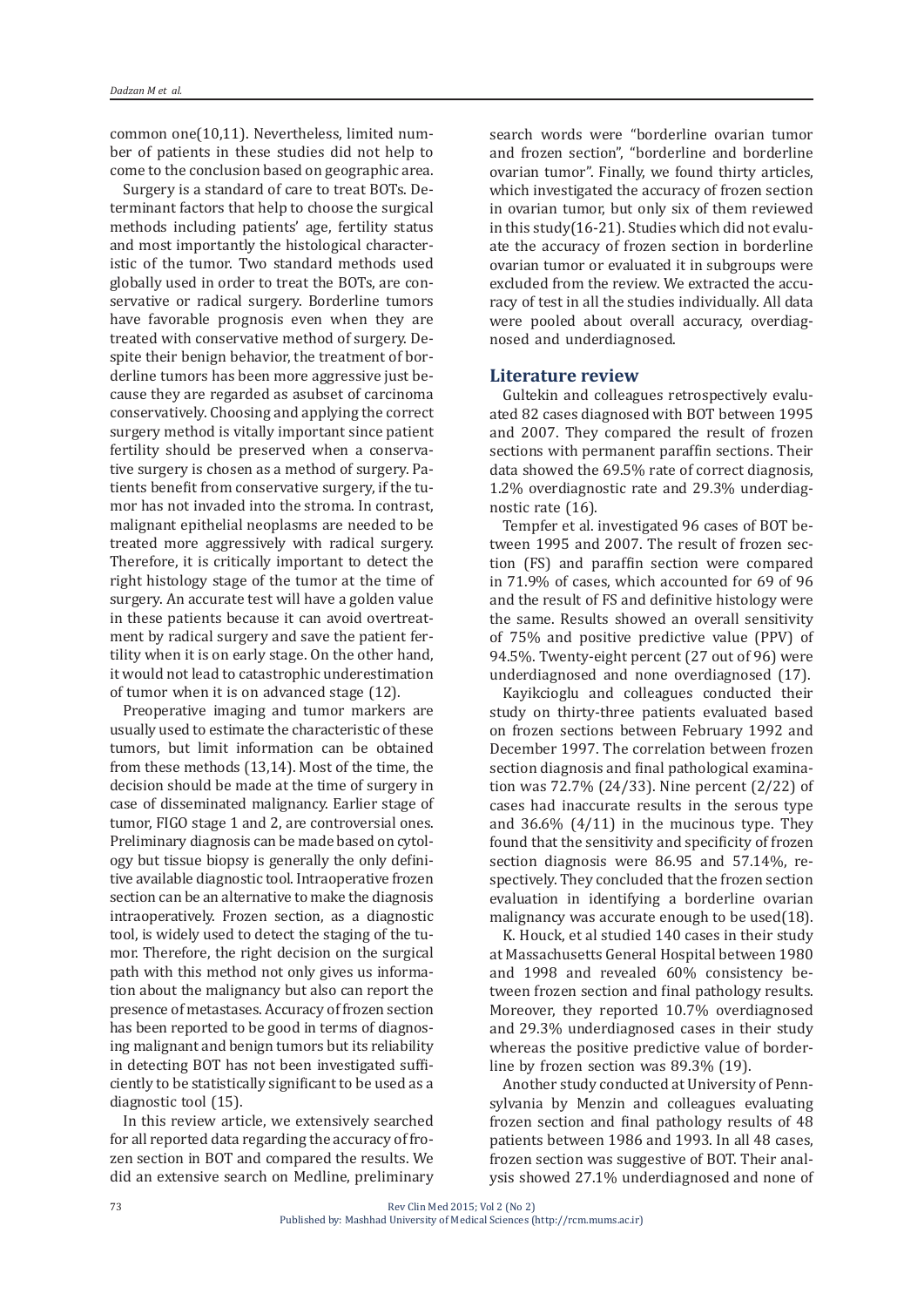common one(10,11). Nevertheless, limited number of patients in these studies did not help to come to the conclusion based on geographic area.

Surgery is a standard of care to treat BOTs. Determinant factors that help to choose the surgical methods including patients' age, fertility status and most importantly the histological characteristic of the tumor. Two standard methods used globally used in order to treat the BOTs, are conservative or radical surgery. Borderline tumors have favorable prognosis even when they are treated with conservative method of surgery. Despite their benign behavior, the treatment of borderline tumors has been more aggressive just because they are regarded as asubset of carcinoma conservatively. Choosing and applying the correct surgery method is vitally important since patient fertility should be preserved when a conservative surgery is chosen as a method of surgery. Patients benefit from conservative surgery, if the tumor has not invaded into the stroma. In contrast, malignant epithelial neoplasms are needed to be treated more aggressively with radical surgery. Therefore, it is critically important to detect the right histology stage of the tumor at the time of surgery. An accurate test will have a golden value in these patients because it can avoid overtreatment by radical surgery and save the patient fertility when it is on early stage. On the other hand, it would not lead to catastrophic underestimation of tumor when it is on advanced stage (12).

Preoperative imaging and tumor markers are usually used to estimate the characteristic of these tumors, but limit information can be obtained from these methods (13,14). Most of the time, the decision should be made at the time of surgery in case of disseminated malignancy. Earlier stage of tumor, FIGO stage 1 and 2, are controversial ones. Preliminary diagnosis can be made based on cytology but tissue biopsy is generally the only definitive available diagnostic tool. Intraoperative frozen section can be an alternative to make the diagnosis intraoperatively. Frozen section, as a diagnostic tool, is widely used to detect the staging of the tumor. Therefore, the right decision on the surgical path with this method not only gives us information about the malignancy but also can report the presence of metastases. Accuracy of frozen section has been reported to be good in terms of diagnosing malignant and benign tumors but its reliability in detecting BOT has not been investigated sufficiently to be statistically significant to be used as a diagnostic tool (15).

In this review article, we extensively searched for all reported data regarding the accuracy of frozen section in BOT and compared the results. We did an extensive search on Medline, preliminary search words were "borderline ovarian tumor and frozen section", "borderline and borderline ovarian tumor". Finally, we found thirty articles, which investigated the accuracy of frozen section in ovarian tumor, but only six of them reviewed in this study(16-21). Studies which did not evaluate the accuracy of frozen section in borderline ovarian tumor or evaluated it in subgroups were excluded from the review. We extracted the accuracy of test in all the studies individually. All data were pooled about overall accuracy, overdiagnosed and underdiagnosed.

## Literature review

Gultekin and colleagues retrospectively evaluated 82 cases diagnosed with BOT between 1995 and 2007. They compared the result of frozen sections with permanent paraffin sections. Their data showed the 69.5% rate of correct diagnosis, 1.2% overdiagnostic rate and 29.3% underdiagnostic rate (16).

Tempfer et al. investigated 96 cases of BOT between 1995 and 2007. The result of frozen section (FS) and paraffin section were compared in 71.9% of cases, which accounted for 69 of 96 and the result of FS and definitive histology were the same. Results showed an overall sensitivity of 75% and positive predictive value (PPV) of 94.5%. Twenty-eight percent (27 out of 96) were underdiagnosed and none overdiagnosed (17).

Kayikcioglu and colleagues conducted their study on thirty-three patients evaluated based on frozen sections between February 1992 and December 1997. The correlation between frozen section diagnosis and final pathological examination was 72.7% (24/33). Nine percent (2/22) of cases had inaccurate results in the serous type and 36.6% (4/11) in the mucinous type. They found that the sensitivity and specificity of frozen section diagnosis were 86.95 and 57.14%, respectively. They concluded that the frozen section evaluation in identifying a borderline ovarian malignancy was accurate enough to be used(18).

K. Houck, et al studied 140 cases in their study at Massachusetts General Hospital between 1980 and 1998 and revealed 60% consistency between frozen section and final pathology results. Moreover, they reported 10.7% overdiagnosed and 29.3% underdiagnosed cases in their study whereas the positive predictive value of borderline by frozen section was 89.3% (19).

Another study conducted at University of Pennsylvania by Menzin and colleagues evaluating frozen section and final pathology results of 48 patients between 1986 and 1993. In all 48 cases, frozen section was suggestive of BOT. Their analysis showed 27.1% underdiagnosed and none of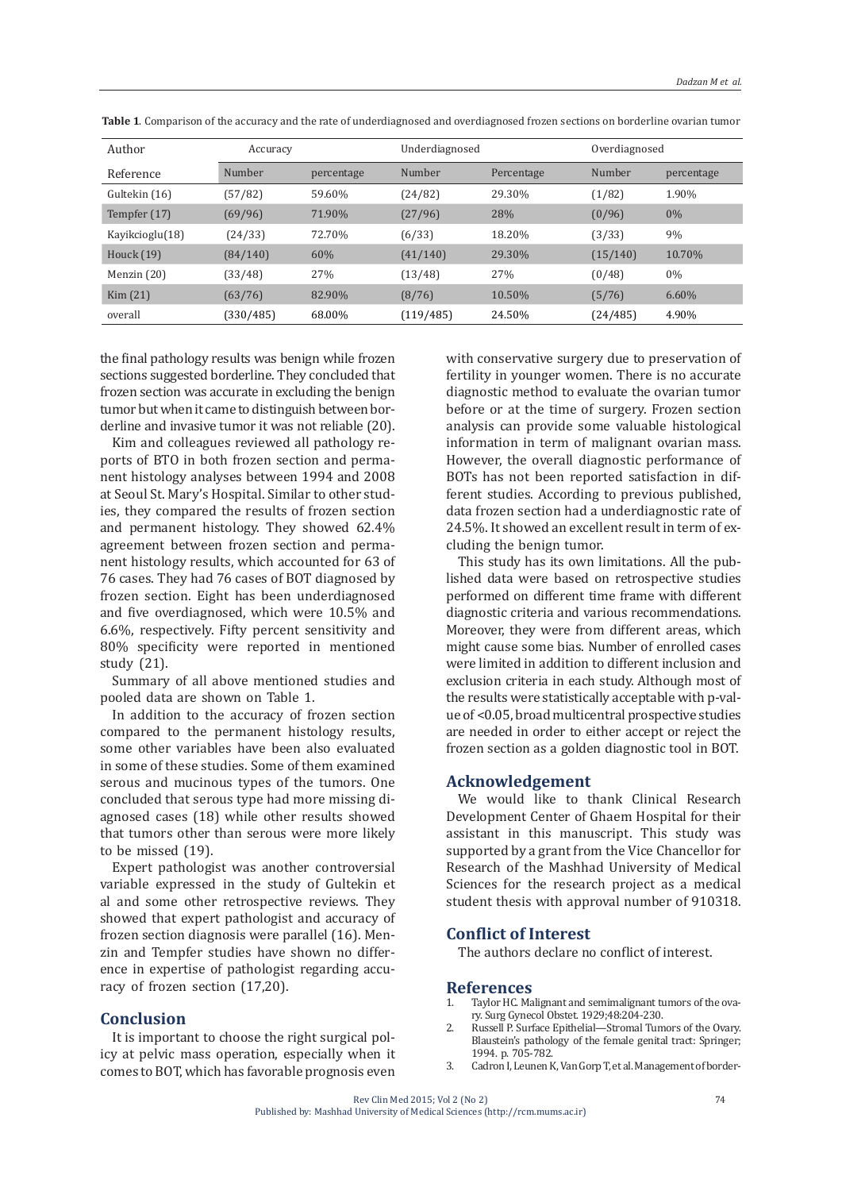**Table 1**. Comparison of the accuracy and the rate of underdiagnosed and overdiagnosed frozen sections on borderline ovarian tumor

| Author | Accuracy | | Underdiagnosed | | Overdiagnosed | |
|---|---|---|---|---|---|---|
| Reference | Number | percentage | Number | Percentage | Number | percentage |
| Gultekin (16) | (57/82) | 59.60% | (24/82) | 29.30% | (1/82) | 1.90% |
| Tempfer (17) | (69/96) | 71.90% | (27/96) | 28% | (0/96) | 0% |
| Kayikcioglu(18) | (24/33) | 72.70% | (6/33) | 18.20% | (3/33) | 9% |
| Houck (19) | (84/140) | 60% | (41/140) | 29.30% | (15/140) | 10.70% |
| Menzin (20) | (33/48) | 27% | (13/48) | 27% | (0/48) | 0% |
| Kim (21) | (63/76) | 82.90% | (8/76) | 10.50% | (5/76) | 6.60% |
| overall | (330/485) | 68.00% | (119/485) | 24.50% | (24/485) | 4.90% |

the final pathology results was benign while frozen sections suggested borderline. They concluded that frozen section was accurate in excluding the benign tumor but when it came to distinguish between borderline and invasive tumor it was not reliable (20).

Kim and colleagues reviewed all pathology reports of BTO in both frozen section and permanent histology analyses between 1994 and 2008 at Seoul St. Mary's Hospital. Similar to other studies, they compared the results of frozen section and permanent histology. They showed 62.4% agreement between frozen section and permanent histology results, which accounted for 63 of 76 cases. They had 76 cases of BOT diagnosed by frozen section. Eight has been underdiagnosed and five overdiagnosed, which were 10.5% and 6.6%, respectively. Fifty percent sensitivity and 80% specificity were reported in mentioned study (21).

Summary of all above mentioned studies and pooled data are shown on Table 1.

In addition to the accuracy of frozen section compared to the permanent histology results, some other variables have been also evaluated in some of these studies. Some of them examined serous and mucinous types of the tumors. One concluded that serous type had more missing diagnosed cases (18) while other results showed that tumors other than serous were more likely to be missed (19).

Expert pathologist was another controversial variable expressed in the study of Gultekin et al and some other retrospective reviews. They showed that expert pathologist and accuracy of frozen section diagnosis were parallel (16). Menzin and Tempfer studies have shown no difference in expertise of pathologist regarding accuracy of frozen section (17,20).

## Conclusion

It is important to choose the right surgical policy at pelvic mass operation, especially when it comes to BOT, which has favorable prognosis even with conservative surgery due to preservation of fertility in younger women. There is no accurate diagnostic method to evaluate the ovarian tumor before or at the time of surgery. Frozen section analysis can provide some valuable histological information in term of malignant ovarian mass. However, the overall diagnostic performance of BOTs has not been reported satisfaction in different studies. According to previous published, data frozen section had a underdiagnostic rate of 24.5%. It showed an excellent result in term of excluding the benign tumor.

This study has its own limitations. All the published data were based on retrospective studies performed on different time frame with different diagnostic criteria and various recommendations. Moreover, they were from different areas, which might cause some bias. Number of enrolled cases were limited in addition to different inclusion and exclusion criteria in each study. Although most of the results were statistically acceptable with p-value of <0.05, broad multicentral prospective studies are needed in order to either accept or reject the frozen section as a golden diagnostic tool in BOT.

## Acknowledgement

We would like to thank Clinical Research Development Center of Ghaem Hospital for their assistant in this manuscript. This study was supported by a grant from the Vice Chancellor for Research of the Mashhad University of Medical Sciences for the research project as a medical student thesis with approval number of 910318.

## Conflict of Interest

The authors declare no conflict of interest.

## References

1. Taylor HC. Malignant and semimalignant tumors of the ovary. Surg Gynecol Obstet. 1929;48:204-230.
2. Russell P. Surface Epithelial—Stromal Tumors of the Ovary. Blaustein's pathology of the female genital tract: Springer; 1994. p. 705-782.
3. Cadron I, Leunen K, Van Gorp T, et al. Management of border-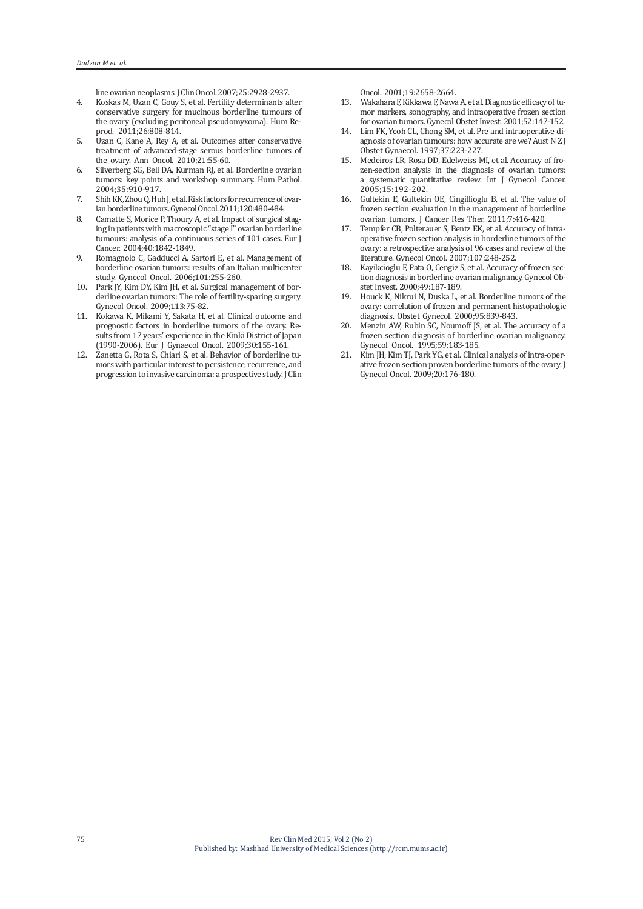line ovarian neoplasms. J Clin Oncol. 2007;25:2928-2937.

4. Koskas M, Uzan C, Gouy S, et al. Fertility determinants after conservative surgery for mucinous borderline tumours of the ovary (excluding peritoneal pseudomyxoma). Hum Reprod. 2011;26:808-814.
5. Uzan C, Kane A, Rey A, et al. Outcomes after conservative treatment of advanced-stage serous borderline tumors of the ovary. Ann Oncol. 2010;21:55-60.
6. Silverberg SG, Bell DA, Kurman RJ, et al. Borderline ovarian tumors: key points and workshop summary. Hum Pathol. 2004;35:910-917.
7. Shih KK, Zhou Q, Huh J, et al. Risk factors for recurrence of ovarian borderline tumors. Gynecol Oncol. 2011;120:480-484.
8. Camatte S, Morice P, Thoury A, et al. Impact of surgical staging in patients with macroscopic "stage I" ovarian borderline tumours: analysis of a continuous series of 101 cases. Eur J Cancer. 2004;40:1842-1849.
9. Romagnolo C, Gadducci A, Sartori E, et al. Management of borderline ovarian tumors: results of an Italian multicenter study. Gynecol Oncol. 2006;101:255-260.
10. Park JY, Kim DY, Kim JH, et al. Surgical management of borderline ovarian tumors: The role of fertility-sparing surgery. Gynecol Oncol. 2009;113:75-82.
11. Kokawa K, Mikami Y, Sakata H, et al. Clinical outcome and prognostic factors in borderline tumors of the ovary. Results from 17 years' experience in the Kinki District of Japan (1990-2006). Eur J Gynaecol Oncol. 2009;30:155-161.
12. Zanetta G, Rota S, Chiari S, et al. Behavior of borderline tumors with particular interest to persistence, recurrence, and progression to invasive carcinoma: a prospective study. J Clin Oncol. 2001;19:2658-2664.
13. Wakahara F, Kikkawa F, Nawa A, et al. Diagnostic efficacy of tumor markers, sonography, and intraoperative frozen section for ovarian tumors. Gynecol Obstet Invest. 2001;52:147-152.
14. Lim FK, Yeoh CL, Chong SM, et al. Pre and intraoperative diagnosis of ovarian tumours: how accurate are we? Aust N Z J Obstet Gynaecol. 1997;37:223-227.
15. Medeiros LR, Rosa DD, Edelweiss MI, et al. Accuracy of frozen-section analysis in the diagnosis of ovarian tumors: a systematic quantitative review. Int J Gynecol Cancer. 2005;15:192-202.
16. Gultekin E, Gultekin OE, Cingillioglu B, et al. The value of frozen section evaluation in the management of borderline ovarian tumors. J Cancer Res Ther. 2011;7:416-420.
17. Tempfer CB, Polterauer S, Bentz EK, et al. Accuracy of intraoperative frozen section analysis in borderline tumors of the ovary: a retrospective analysis of 96 cases and review of the literature. Gynecol Oncol. 2007;107:248-252.
18. Kayikcioglu F, Pata O, Cengiz S, et al. Accuracy of frozen section diagnosis in borderline ovarian malignancy. Gynecol Obstet Invest. 2000;49:187-189.
19. Houck K, Nikrui N, Duska L, et al. Borderline tumors of the ovary: correlation of frozen and permanent histopathologic diagnosis. Obstet Gynecol. 2000;95:839-843.
20. Menzin AW, Rubin SC, Noumoff JS, et al. The accuracy of a frozen section diagnosis of borderline ovarian malignancy. Gynecol Oncol. 1995;59:183-185.
21. Kim JH, Kim TJ, Park YG, et al. Clinical analysis of intra-operative frozen section proven borderline tumors of the ovary. J Gynecol Oncol. 2009;20:176-180.